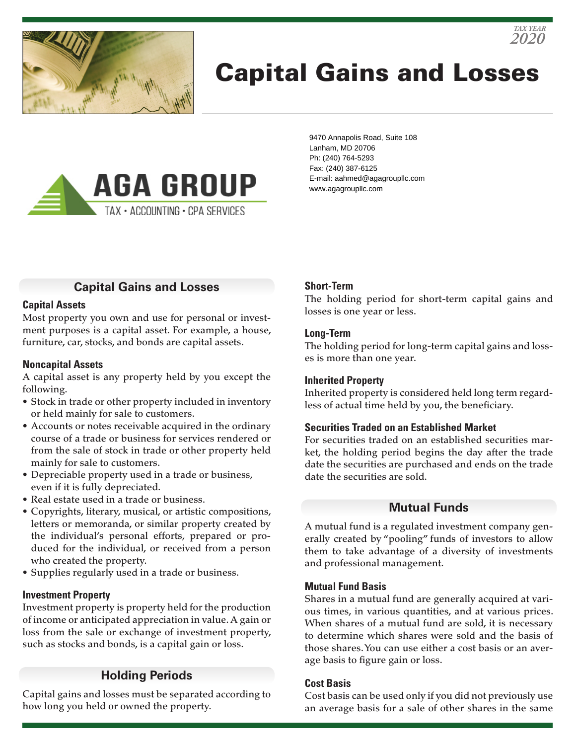TAX YEAR
2020

# Capital Gains and Losses

AGA GROUP
TAX • ACCOUNTING • CPA SERVICES

9470 Annapolis Road, Suite 108
Lanham, MD 20706
Ph: (240) 764-5293
Fax: (240) 387-6125
E-mail: aahmed@agagroupllc.com
www.agagroupllc.com

## Capital Gains and Losses

### Capital Assets

Most property you own and use for personal or investment purposes is a capital asset. For example, a house, furniture, car, stocks, and bonds are capital assets.

### Noncapital Assets

A capital asset is any property held by you except the following.

- Stock in trade or other property included in inventory or held mainly for sale to customers.
- Accounts or notes receivable acquired in the ordinary course of a trade or business for services rendered or from the sale of stock in trade or other property held mainly for sale to customers.
- Depreciable property used in a trade or business, even if it is fully depreciated.
- Real estate used in a trade or business.
- Copyrights, literary, musical, or artistic compositions, letters or memoranda, or similar property created by the individual's personal efforts, prepared or produced for the individual, or received from a person who created the property.
- Supplies regularly used in a trade or business.

### Investment Property

Investment property is property held for the production of income or anticipated appreciation in value. A gain or loss from the sale or exchange of investment property, such as stocks and bonds, is a capital gain or loss.

## Holding Periods

Capital gains and losses must be separated according to how long you held or owned the property.

### Short-Term

The holding period for short-term capital gains and losses is one year or less.

### Long-Term

The holding period for long-term capital gains and losses is more than one year.

### Inherited Property

Inherited property is considered held long term regardless of actual time held by you, the beneficiary.

### Securities Traded on an Established Market

For securities traded on an established securities market, the holding period begins the day after the trade date the securities are purchased and ends on the trade date the securities are sold.

## Mutual Funds

A mutual fund is a regulated investment company generally created by "pooling" funds of investors to allow them to take advantage of a diversity of investments and professional management.

### Mutual Fund Basis

Shares in a mutual fund are generally acquired at various times, in various quantities, and at various prices. When shares of a mutual fund are sold, it is necessary to determine which shares were sold and the basis of those shares. You can use either a cost basis or an average basis to figure gain or loss.

### Cost Basis

Cost basis can be used only if you did not previously use an average basis for a sale of other shares in the same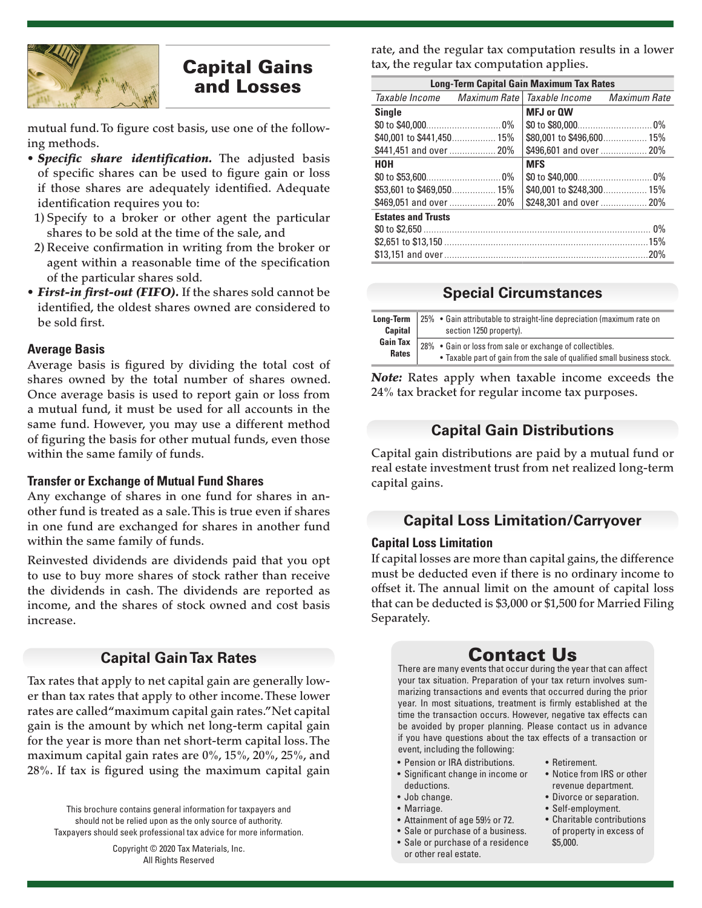# Capital Gains and Losses

mutual fund. To figure cost basis, use one of the following methods.

- ***Specific share identification.*** The adjusted basis of specific shares can be used to figure gain or loss if those shares are adequately identified. Adequate identification requires you to:
  1) Specify to a broker or other agent the particular shares to be sold at the time of the sale, and
  2) Receive confirmation in writing from the broker or agent within a reasonable time of the specification of the particular shares sold.
- ***First-in first-out (FIFO).*** If the shares sold cannot be identified, the oldest shares owned are considered to be sold first.

### Average Basis

Average basis is figured by dividing the total cost of shares owned by the total number of shares owned. Once average basis is used to report gain or loss from a mutual fund, it must be used for all accounts in the same fund. However, you may use a different method of figuring the basis for other mutual funds, even those within the same family of funds.

### Transfer or Exchange of Mutual Fund Shares

Any exchange of shares in one fund for shares in another fund is treated as a sale. This is true even if shares in one fund are exchanged for shares in another fund within the same family of funds.

Reinvested dividends are dividends paid that you opt to use to buy more shares of stock rather than receive the dividends in cash. The dividends are reported as income, and the shares of stock owned and cost basis increase.

## Capital Gain Tax Rates

Tax rates that apply to net capital gain are generally lower than tax rates that apply to other income. These lower rates are called "maximum capital gain rates." Net capital gain is the amount by which net long-term capital gain for the year is more than net short-term capital loss. The maximum capital gain rates are 0%, 15%, 20%, 25%, and 28%. If tax is figured using the maximum capital gain rate, and the regular tax computation results in a lower tax, the regular tax computation applies.

**Long-Term Capital Gain Maximum Tax Rates**

| *Taxable Income* | *Maximum Rate* | *Taxable Income* | *Maximum Rate* |
|---|---|---|---|
| **Single** | | **MFJ or QW** | |
| $0 to $40,000 | 0% | $0 to $80,000 | 0% |
| $40,001 to $441,450 | 15% | $80,001 to $496,600 | 15% |
| $441,451 and over | 20% | $496,601 and over | 20% |
| **HOH** | | **MFS** | |
| $0 to $53,600 | 0% | $0 to $40,000 | 0% |
| $53,601 to $469,050 | 15% | $40,001 to $248,300 | 15% |
| $469,051 and over | 20% | $248,301 and over | 20% |
| **Estates and Trusts** | | | |
| $0 to $2,650 | 0% | | |
| $2,651 to $13,150 | 15% | | |
| $13,151 and over | 20% | | |

## Special Circumstances

| | | |
|---|---|---|
| **Long-Term Capital Gain Tax Rates** | 25% | • Gain attributable to straight-line depreciation (maximum rate on section 1250 property). |
| | 28% | • Gain or loss from sale or exchange of collectibles.<br>• Taxable part of gain from the sale of qualified small business stock. |

***Note:*** Rates apply when taxable income exceeds the 24% tax bracket for regular income tax purposes.

## Capital Gain Distributions

Capital gain distributions are paid by a mutual fund or real estate investment trust from net realized long-term capital gains.

## Capital Loss Limitation/Carryover

### Capital Loss Limitation

If capital losses are more than capital gains, the difference must be deducted even if there is no ordinary income to offset it. The annual limit on the amount of capital loss that can be deducted is $3,000 or $1,500 for Married Filing Separately.

## Contact Us

There are many events that occur during the year that can affect your tax situation. Preparation of your tax return involves summarizing transactions and events that occurred during the prior year. In most situations, treatment is firmly established at the time the transaction occurs. However, negative tax effects can be avoided by proper planning. Please contact us in advance if you have questions about the tax effects of a transaction or event, including the following:

- Pension or IRA distributions.
- Significant change in income or deductions.
- Job change.
- Marriage.
- Attainment of age 59½ or 72.
- Sale or purchase of a business.
- Sale or purchase of a residence or other real estate.
- Retirement.
- Notice from IRS or other revenue department.
- Divorce or separation.
- Self-employment.
- Charitable contributions of property in excess of $5,000.

This brochure contains general information for taxpayers and should not be relied upon as the only source of authority. Taxpayers should seek professional tax advice for more information.

Copyright © 2020 Tax Materials, Inc.
All Rights Reserved